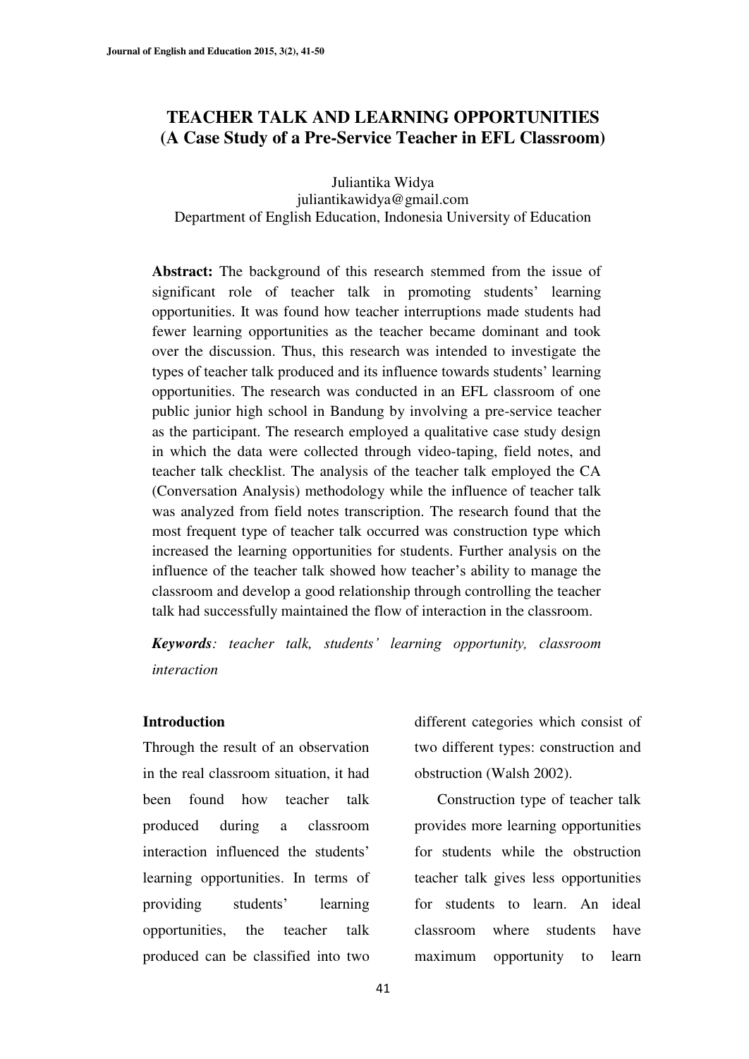# TEACHER TALK AND LEARNING OPPORTUNITIES (A Case Study of a Pre-Service Teacher in EFL Classroom)

Juliantika Widya
juliantikawidya@gmail.com
Department of English Education, Indonesia University of Education

**Abstract:** The background of this research stemmed from the issue of significant role of teacher talk in promoting students' learning opportunities. It was found how teacher interruptions made students had fewer learning opportunities as the teacher became dominant and took over the discussion. Thus, this research was intended to investigate the types of teacher talk produced and its influence towards students' learning opportunities. The research was conducted in an EFL classroom of one public junior high school in Bandung by involving a pre-service teacher as the participant. The research employed a qualitative case study design in which the data were collected through video-taping, field notes, and teacher talk checklist. The analysis of the teacher talk employed the CA (Conversation Analysis) methodology while the influence of teacher talk was analyzed from field notes transcription. The research found that the most frequent type of teacher talk occurred was construction type which increased the learning opportunities for students. Further analysis on the influence of the teacher talk showed how teacher's ability to manage the classroom and develop a good relationship through controlling the teacher talk had successfully maintained the flow of interaction in the classroom.

***Keywords**: teacher talk, students' learning opportunity, classroom interaction*

## Introduction

Through the result of an observation in the real classroom situation, it had been found how teacher talk produced during a classroom interaction influenced the students' learning opportunities. In terms of providing students' learning opportunities, the teacher talk produced can be classified into two different categories which consist of two different types: construction and obstruction (Walsh 2002).

Construction type of teacher talk provides more learning opportunities for students while the obstruction teacher talk gives less opportunities for students to learn. An ideal classroom where students have maximum opportunity to learn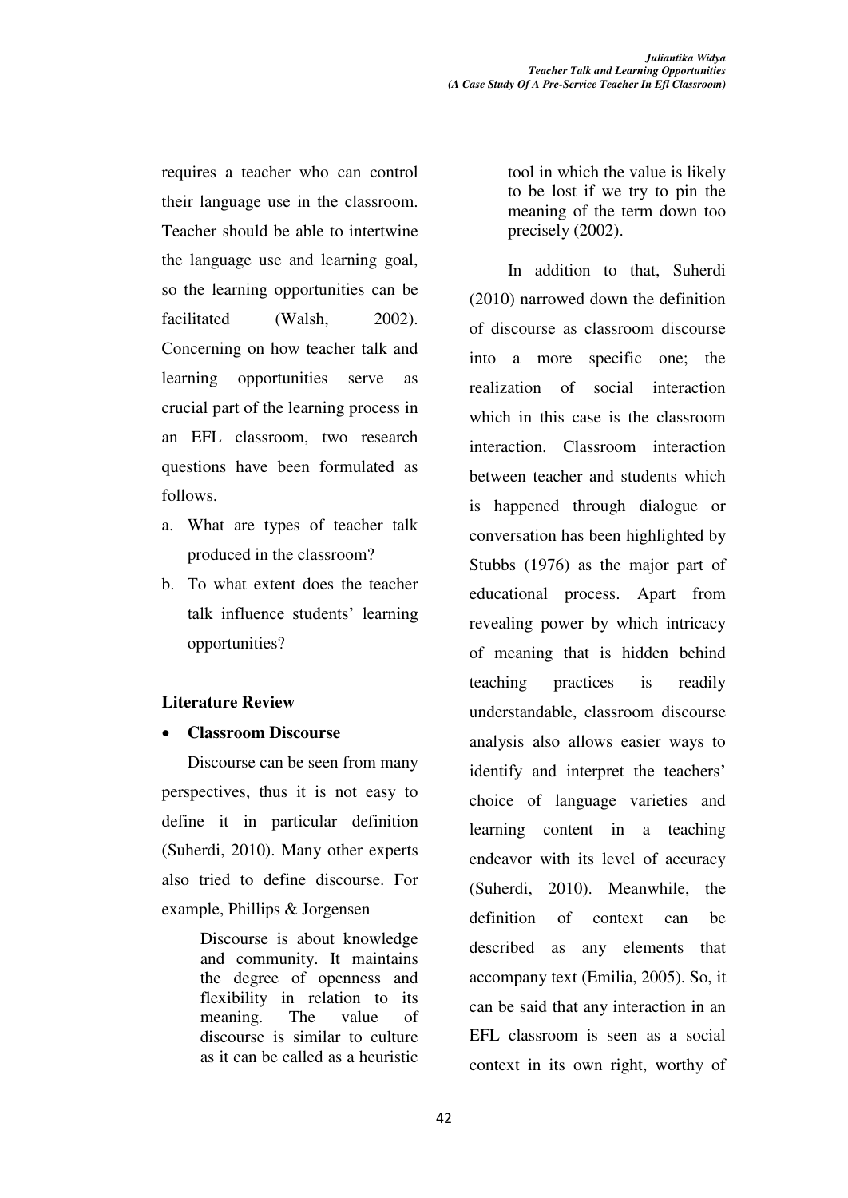requires a teacher who can control their language use in the classroom. Teacher should be able to intertwine the language use and learning goal, so the learning opportunities can be facilitated (Walsh, 2002). Concerning on how teacher talk and learning opportunities serve as crucial part of the learning process in an EFL classroom, two research questions have been formulated as follows.

a. What are types of teacher talk produced in the classroom?
b. To what extent does the teacher talk influence students' learning opportunities?

## Literature Review

- **Classroom Discourse**

Discourse can be seen from many perspectives, thus it is not easy to define it in particular definition (Suherdi, 2010). Many other experts also tried to define discourse. For example, Phillips & Jorgensen

> Discourse is about knowledge and community. It maintains the degree of openness and flexibility in relation to its meaning. The value of discourse is similar to culture as it can be called as a heuristic tool in which the value is likely to be lost if we try to pin the meaning of the term down too precisely (2002).

In addition to that, Suherdi (2010) narrowed down the definition of discourse as classroom discourse into a more specific one; the realization of social interaction which in this case is the classroom interaction. Classroom interaction between teacher and students which is happened through dialogue or conversation has been highlighted by Stubbs (1976) as the major part of educational process. Apart from revealing power by which intricacy of meaning that is hidden behind teaching practices is readily understandable, classroom discourse analysis also allows easier ways to identify and interpret the teachers' choice of language varieties and learning content in a teaching endeavor with its level of accuracy (Suherdi, 2010). Meanwhile, the definition of context can be described as any elements that accompany text (Emilia, 2005). So, it can be said that any interaction in an EFL classroom is seen as a social context in its own right, worthy of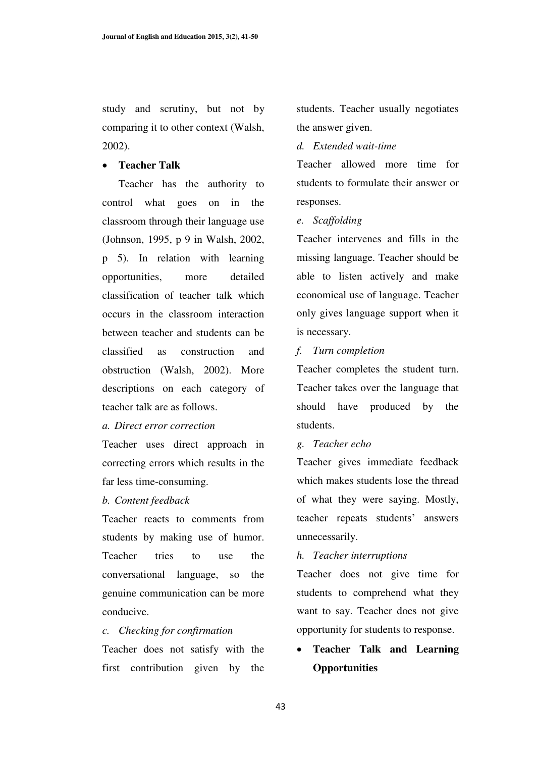study and scrutiny, but not by comparing it to other context (Walsh, 2002).

- **Teacher Talk**

Teacher has the authority to control what goes on in the classroom through their language use (Johnson, 1995, p 9 in Walsh, 2002, p 5). In relation with learning opportunities, more detailed classification of teacher talk which occurs in the classroom interaction between teacher and students can be classified as construction and obstruction (Walsh, 2002). More descriptions on each category of teacher talk are as follows.

*a. Direct error correction*

Teacher uses direct approach in correcting errors which results in the far less time-consuming.

*b. Content feedback*

Teacher reacts to comments from students by making use of humor. Teacher tries to use the conversational language, so the genuine communication can be more conducive.

*c. Checking for confirmation*

Teacher does not satisfy with the first contribution given by the students. Teacher usually negotiates the answer given.

*d. Extended wait-time*

Teacher allowed more time for students to formulate their answer or responses.

*e. Scaffolding*

Teacher intervenes and fills in the missing language. Teacher should be able to listen actively and make economical use of language. Teacher only gives language support when it is necessary.

*f. Turn completion*

Teacher completes the student turn. Teacher takes over the language that should have produced by the students.

*g. Teacher echo*

Teacher gives immediate feedback which makes students lose the thread of what they were saying. Mostly, teacher repeats students' answers unnecessarily.

*h. Teacher interruptions*

Teacher does not give time for students to comprehend what they want to say. Teacher does not give opportunity for students to response.

- **Teacher Talk and Learning Opportunities**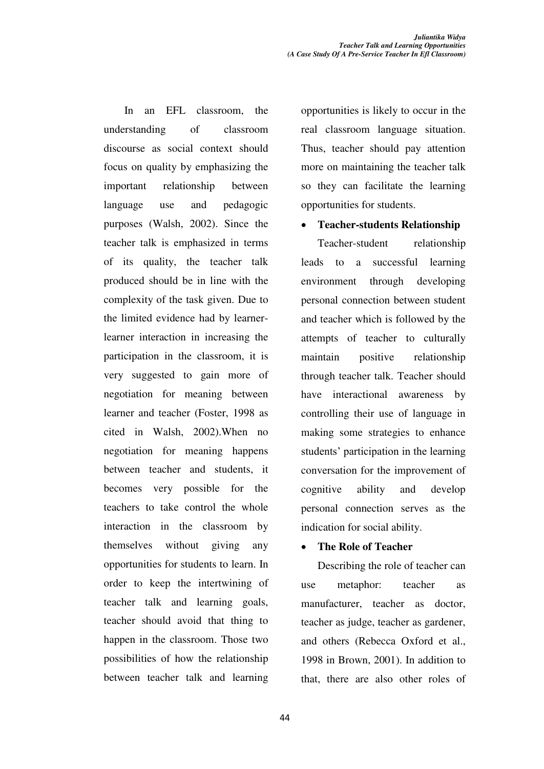In an EFL classroom, the understanding of classroom discourse as social context should focus on quality by emphasizing the important relationship between language use and pedagogic purposes (Walsh, 2002). Since the teacher talk is emphasized in terms of its quality, the teacher talk produced should be in line with the complexity of the task given. Due to the limited evidence had by learner-learner interaction in increasing the participation in the classroom, it is very suggested to gain more of negotiation for meaning between learner and teacher (Foster, 1998 as cited in Walsh, 2002).When no negotiation for meaning happens between teacher and students, it becomes very possible for the teachers to take control the whole interaction in the classroom by themselves without giving any opportunities for students to learn. In order to keep the intertwining of teacher talk and learning goals, teacher should avoid that thing to happen in the classroom. Those two possibilities of how the relationship between teacher talk and learning opportunities is likely to occur in the real classroom language situation. Thus, teacher should pay attention more on maintaining the teacher talk so they can facilitate the learning opportunities for students.

- **Teacher-students Relationship**

Teacher-student relationship leads to a successful learning environment through developing personal connection between student and teacher which is followed by the attempts of teacher to culturally maintain positive relationship through teacher talk. Teacher should have interactional awareness by controlling their use of language in making some strategies to enhance students' participation in the learning conversation for the improvement of cognitive ability and develop personal connection serves as the indication for social ability.

- **The Role of Teacher**

Describing the role of teacher can use metaphor: teacher as manufacturer, teacher as doctor, teacher as judge, teacher as gardener, and others (Rebecca Oxford et al., 1998 in Brown, 2001). In addition to that, there are also other roles of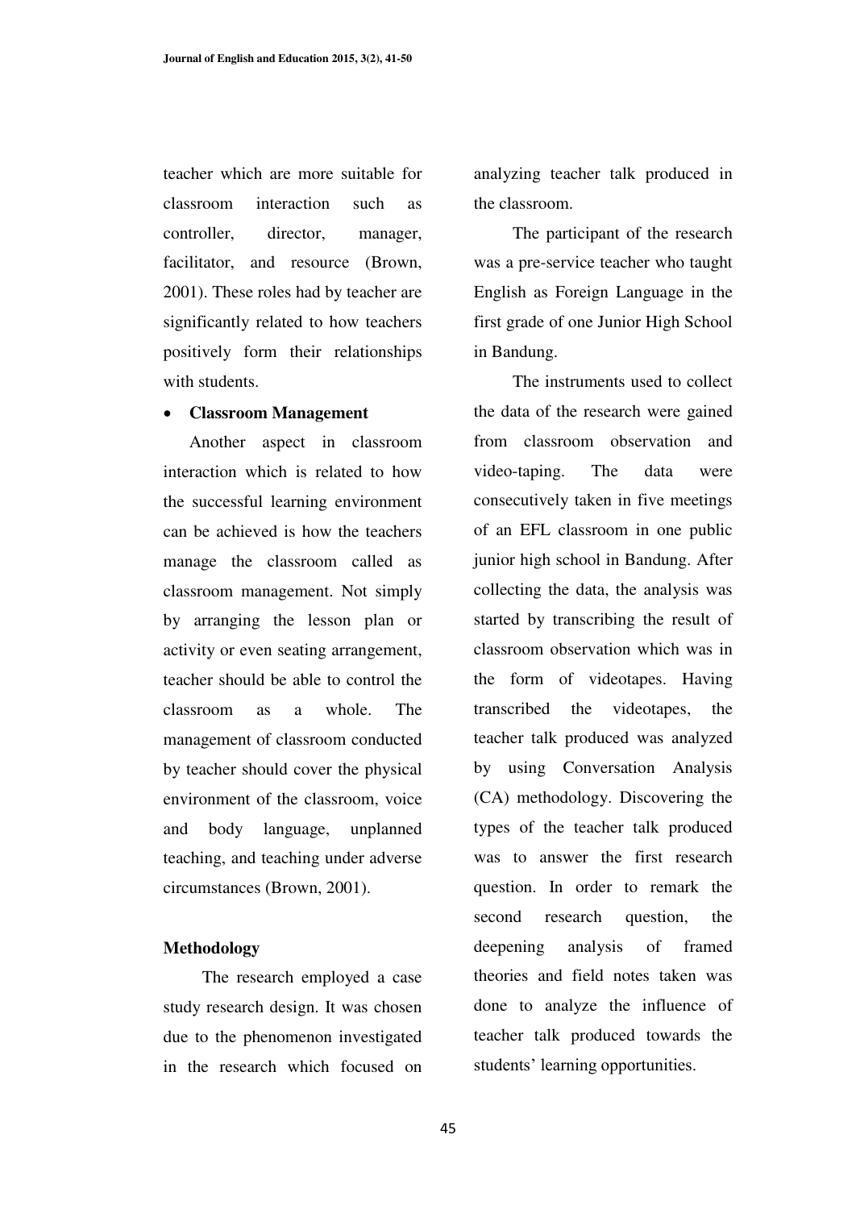teacher which are more suitable for classroom interaction such as controller, director, manager, facilitator, and resource (Brown, 2001). These roles had by teacher are significantly related to how teachers positively form their relationships with students.

- **Classroom Management**

Another aspect in classroom interaction which is related to how the successful learning environment can be achieved is how the teachers manage the classroom called as classroom management. Not simply by arranging the lesson plan or activity or even seating arrangement, teacher should be able to control the classroom as a whole. The management of classroom conducted by teacher should cover the physical environment of the classroom, voice and body language, unplanned teaching, and teaching under adverse circumstances (Brown, 2001).

## Methodology

The research employed a case study research design. It was chosen due to the phenomenon investigated in the research which focused on analyzing teacher talk produced in the classroom.

The participant of the research was a pre-service teacher who taught English as Foreign Language in the first grade of one Junior High School in Bandung.

The instruments used to collect the data of the research were gained from classroom observation and video-taping. The data were consecutively taken in five meetings of an EFL classroom in one public junior high school in Bandung. After collecting the data, the analysis was started by transcribing the result of classroom observation which was in the form of videotapes. Having transcribed the videotapes, the teacher talk produced was analyzed by using Conversation Analysis (CA) methodology. Discovering the types of the teacher talk produced was to answer the first research question. In order to remark the second research question, the deepening analysis of framed theories and field notes taken was done to analyze the influence of teacher talk produced towards the students' learning opportunities.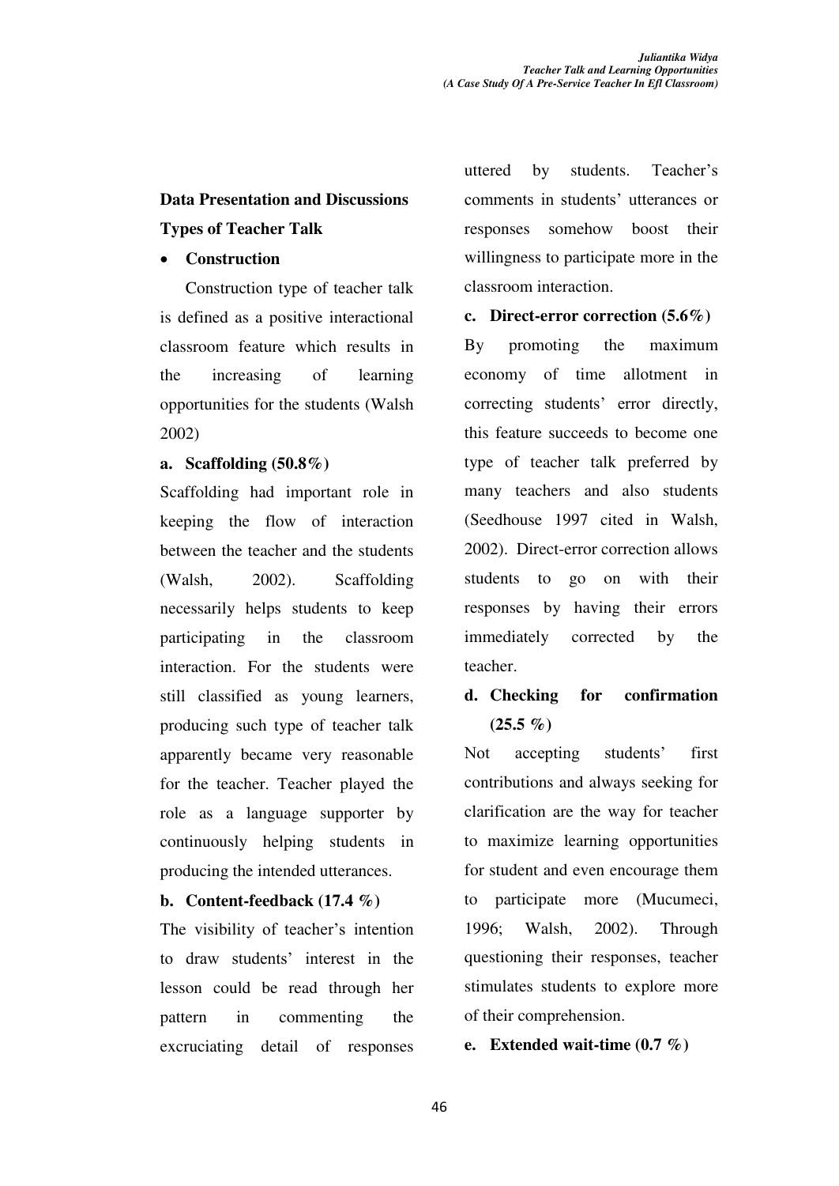## Data Presentation and Discussions

### Types of Teacher Talk

- **Construction**

Construction type of teacher talk is defined as a positive interactional classroom feature which results in the increasing of learning opportunities for the students (Walsh 2002)

**a. Scaffolding (50.8%)**

Scaffolding had important role in keeping the flow of interaction between the teacher and the students (Walsh, 2002). Scaffolding necessarily helps students to keep participating in the classroom interaction. For the students were still classified as young learners, producing such type of teacher talk apparently became very reasonable for the teacher. Teacher played the role as a language supporter by continuously helping students in producing the intended utterances.

**b. Content-feedback (17.4 %)**

The visibility of teacher's intention to draw students' interest in the lesson could be read through her pattern in commenting the excruciating detail of responses uttered by students. Teacher's comments in students' utterances or responses somehow boost their willingness to participate more in the classroom interaction.

**c. Direct-error correction (5.6%)**

By promoting the maximum economy of time allotment in correcting students' error directly, this feature succeeds to become one type of teacher talk preferred by many teachers and also students (Seedhouse 1997 cited in Walsh, 2002). Direct-error correction allows students to go on with their responses by having their errors immediately corrected by the teacher.

**d. Checking for confirmation (25.5 %)**

Not accepting students' first contributions and always seeking for clarification are the way for teacher to maximize learning opportunities for student and even encourage them to participate more (Mucumeci, 1996; Walsh, 2002). Through questioning their responses, teacher stimulates students to explore more of their comprehension.

**e. Extended wait-time (0.7 %)**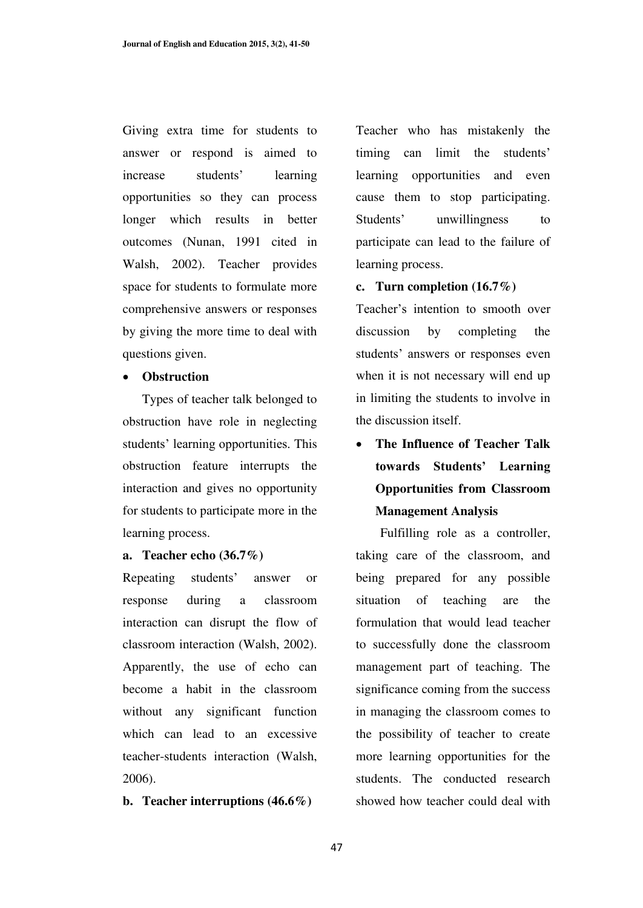Giving extra time for students to answer or respond is aimed to increase students' learning opportunities so they can process longer which results in better outcomes (Nunan, 1991 cited in Walsh, 2002). Teacher provides space for students to formulate more comprehensive answers or responses by giving the more time to deal with questions given.

- **Obstruction**

Types of teacher talk belonged to obstruction have role in neglecting students' learning opportunities. This obstruction feature interrupts the interaction and gives no opportunity for students to participate more in the learning process.

**a. Teacher echo (36.7%)**

Repeating students' answer or response during a classroom interaction can disrupt the flow of classroom interaction (Walsh, 2002). Apparently, the use of echo can become a habit in the classroom without any significant function which can lead to an excessive teacher-students interaction (Walsh, 2006).

**b. Teacher interruptions (46.6%)**

Teacher who has mistakenly the timing can limit the students' learning opportunities and even cause them to stop participating. Students' unwillingness to participate can lead to the failure of learning process.

**c. Turn completion (16.7%)**

Teacher's intention to smooth over discussion by completing the students' answers or responses even when it is not necessary will end up in limiting the students to involve in the discussion itself.

- **The Influence of Teacher Talk towards Students' Learning Opportunities from Classroom Management Analysis**

Fulfilling role as a controller, taking care of the classroom, and being prepared for any possible situation of teaching are the formulation that would lead teacher to successfully done the classroom management part of teaching. The significance coming from the success in managing the classroom comes to the possibility of teacher to create more learning opportunities for the students. The conducted research showed how teacher could deal with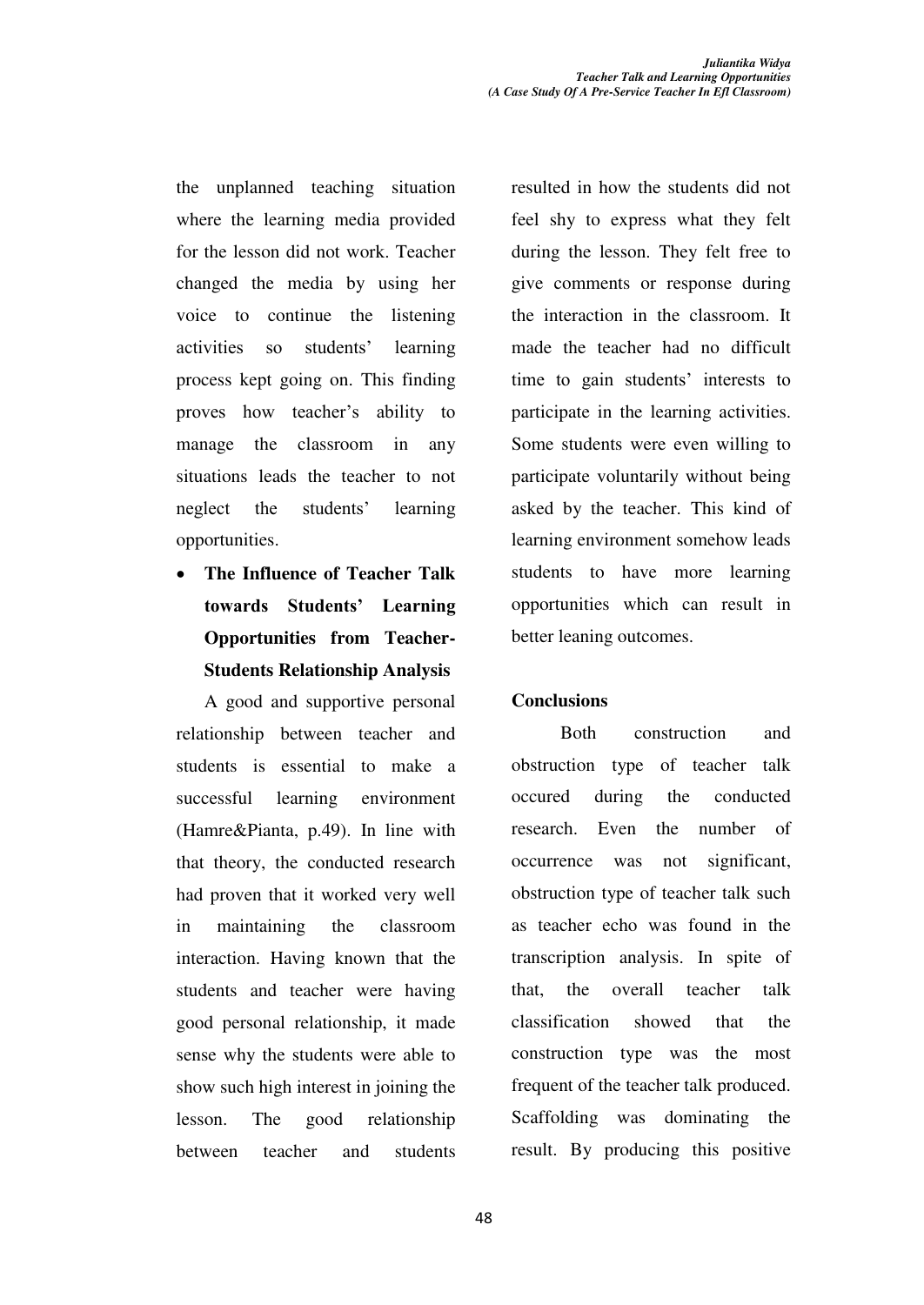the unplanned teaching situation where the learning media provided for the lesson did not work. Teacher changed the media by using her voice to continue the listening activities so students' learning process kept going on. This finding proves how teacher's ability to manage the classroom in any situations leads the teacher to not neglect the students' learning opportunities.

- **The Influence of Teacher Talk towards Students' Learning Opportunities from Teacher-Students Relationship Analysis**

A good and supportive personal relationship between teacher and students is essential to make a successful learning environment (Hamre&Pianta, p.49). In line with that theory, the conducted research had proven that it worked very well in maintaining the classroom interaction. Having known that the students and teacher were having good personal relationship, it made sense why the students were able to show such high interest in joining the lesson. The good relationship between teacher and students resulted in how the students did not feel shy to express what they felt during the lesson. They felt free to give comments or response during the interaction in the classroom. It made the teacher had no difficult time to gain students' interests to participate in the learning activities. Some students were even willing to participate voluntarily without being asked by the teacher. This kind of learning environment somehow leads students to have more learning opportunities which can result in better leaning outcomes.

**Conclusions**

Both construction and obstruction type of teacher talk occured during the conducted research. Even the number of occurrence was not significant, obstruction type of teacher talk such as teacher echo was found in the transcription analysis. In spite of that, the overall teacher talk classification showed that the construction type was the most frequent of the teacher talk produced. Scaffolding was dominating the result. By producing this positive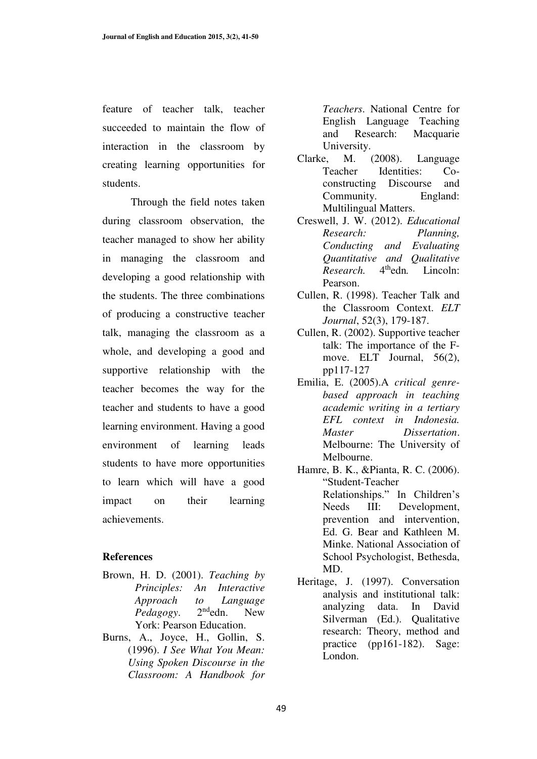feature of teacher talk, teacher succeeded to maintain the flow of interaction in the classroom by creating learning opportunities for students.

Through the field notes taken during classroom observation, the teacher managed to show her ability in managing the classroom and developing a good relationship with the students. The three combinations of producing a constructive teacher talk, managing the classroom as a whole, and developing a good and supportive relationship with the teacher becomes the way for the teacher and students to have a good learning environment. Having a good environment of learning leads students to have more opportunities to learn which will have a good impact on their learning achievements.

**References**

Brown, H. D. (2001). *Teaching by Principles: An Interactive Approach to Language Pedagogy*. 2ndedn. New York: Pearson Education.

Burns, A., Joyce, H., Gollin, S. (1996). *I See What You Mean: Using Spoken Discourse in the Classroom: A Handbook for Teachers*. National Centre for English Language Teaching and Research: Macquarie University.

Clarke, M. (2008). Language Teacher Identities: Co-constructing Discourse and Community. England: Multilingual Matters.

Creswell, J. W. (2012). *Educational Research: Planning, Conducting and Evaluating Quantitative and Qualitative Research.* 4thedn*.* Lincoln: Pearson.

Cullen, R. (1998). Teacher Talk and the Classroom Context. *ELT Journal*, 52(3), 179-187.

Cullen, R. (2002). Supportive teacher talk: The importance of the F-move. ELT Journal, 56(2), pp117-127

Emilia, E. (2005).A *critical genre-based approach in teaching academic writing in a tertiary EFL context in Indonesia. Master Dissertation*. Melbourne: The University of Melbourne.

Hamre, B. K., &Pianta, R. C. (2006). "Student-Teacher Relationships." In Children's Needs III: Development, prevention and intervention, Ed. G. Bear and Kathleen M. Minke. National Association of School Psychologist, Bethesda, MD.

Heritage, J. (1997). Conversation analysis and institutional talk: analyzing data. In David Silverman (Ed.). Qualitative research: Theory, method and practice (pp161-182). Sage: London.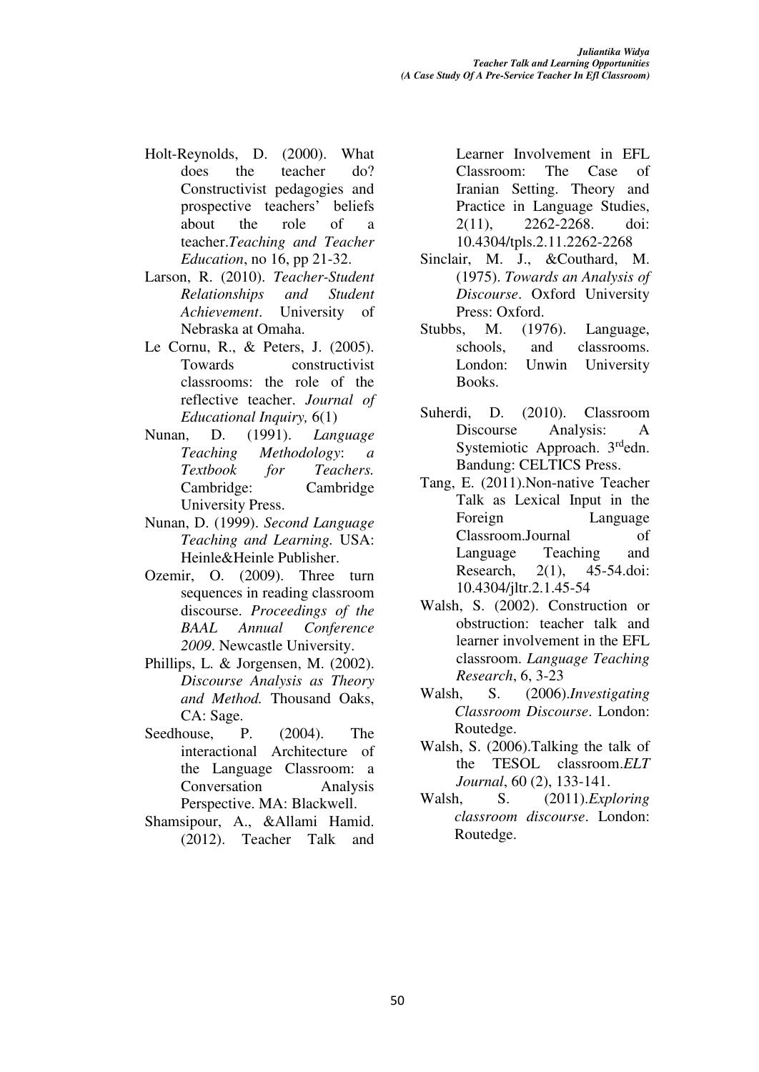Holt-Reynolds, D. (2000). What does the teacher do? Constructivist pedagogies and prospective teachers' beliefs about the role of a teacher.*Teaching and Teacher Education*, no 16, pp 21-32.

Larson, R. (2010). *Teacher-Student Relationships and Student Achievement*. University of Nebraska at Omaha.

Le Cornu, R., & Peters, J. (2005). Towards constructivist classrooms: the role of the reflective teacher. *Journal of Educational Inquiry,* 6(1)

Nunan, D. (1991). *Language Teaching Methodology*: *a Textbook for Teachers.* Cambridge: Cambridge University Press.

Nunan, D. (1999). *Second Language Teaching and Learning.* USA: Heinle&Heinle Publisher.

Ozemir, O. (2009). Three turn sequences in reading classroom discourse. *Proceedings of the BAAL Annual Conference 2009*. Newcastle University.

Phillips, L. & Jorgensen, M. (2002). *Discourse Analysis as Theory and Method.* Thousand Oaks, CA: Sage.

Seedhouse, P. (2004). The interactional Architecture of the Language Classroom: a Conversation Analysis Perspective. MA: Blackwell.

Shamsipour, A., &Allami Hamid. (2012). Teacher Talk and Learner Involvement in EFL Classroom: The Case of Iranian Setting. Theory and Practice in Language Studies, 2(11), 2262-2268. doi: 10.4304/tpls.2.11.2262-2268

Sinclair, M. J., &Couthard, M. (1975). *Towards an Analysis of Discourse*. Oxford University Press: Oxford.

Stubbs, M. (1976). Language, schools, and classrooms. London: Unwin University Books.

Suherdi, D. (2010). Classroom Discourse Analysis: A Systemiotic Approach. 3rdedn. Bandung: CELTICS Press.

Tang, E. (2011).Non-native Teacher Talk as Lexical Input in the Foreign Language Classroom.Journal of Language Teaching and Research, 2(1), 45-54.doi: 10.4304/jltr.2.1.45-54

Walsh, S. (2002). Construction or obstruction: teacher talk and learner involvement in the EFL classroom. *Language Teaching Research*, 6, 3-23

Walsh, S. (2006).*Investigating Classroom Discourse*. London: Routedge.

Walsh, S. (2006).Talking the talk of the TESOL classroom.*ELT Journal*, 60 (2), 133-141.

Walsh, S. (2011).*Exploring classroom discourse*. London: Routedge.